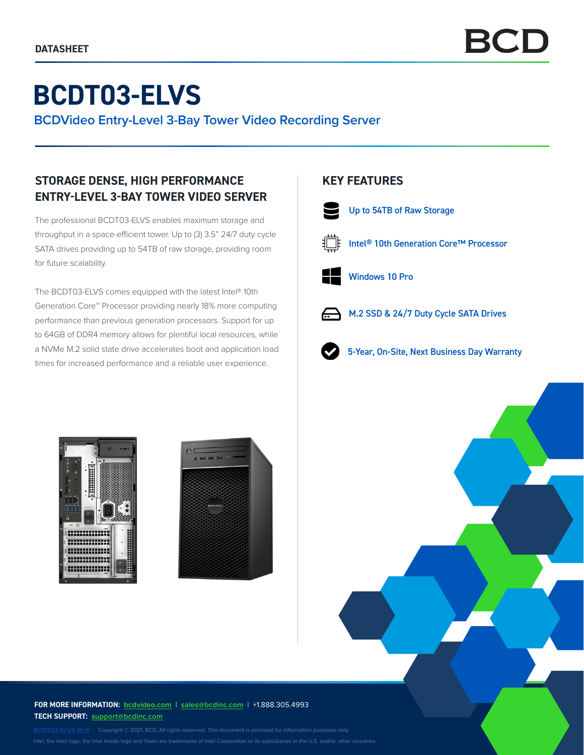DATASHEET

# BCDT03-ELVS

## BCDVideo Entry-Level 3-Bay Tower Video Recording Server

### STORAGE DENSE, HIGH PERFORMANCE ENTRY-LEVEL 3-BAY TOWER VIDEO SERVER

The professional BCDT03-ELVS enables maximum storage and throughput in a space-efficient tower. Up to (3) 3.5" 24/7 duty cycle SATA drives providing up to 54TB of raw storage, providing room for future scalability.

The BCDT03-ELVS comes equipped with the latest Intel® 10th Generation Core™ Processor providing nearly 18% more computing performance than previous generation processors. Support for up to 64GB of DDR4 memory allows for plentiful local resources, while a NVMe M.2 solid state drive accelerates boot and application load times for increased performance and a reliable user experience.

### KEY FEATURES

- Up to 54TB of Raw Storage
- Intel® 10th Generation Core™ Processor
- Windows 10 Pro
- M.2 SSD & 24/7 Duty Cycle SATA Drives
- 5-Year, On-Site, Next Business Day Warranty

**FOR MORE INFORMATION:** bcdvideo.com | sales@bcdinc.com | +1.888.305.4993
**TECH SUPPORT:** support@bcdinc.com

BCDT03-ELVS R1.0 Copyright © 2021, BCD. All rights reserved. This document is provided for information purposes only.
Intel, the Intel logo, the Intel Inside logo and Xeon are trademarks of Intel Corporation or its subsidiaries in the U.S. and/or other countries.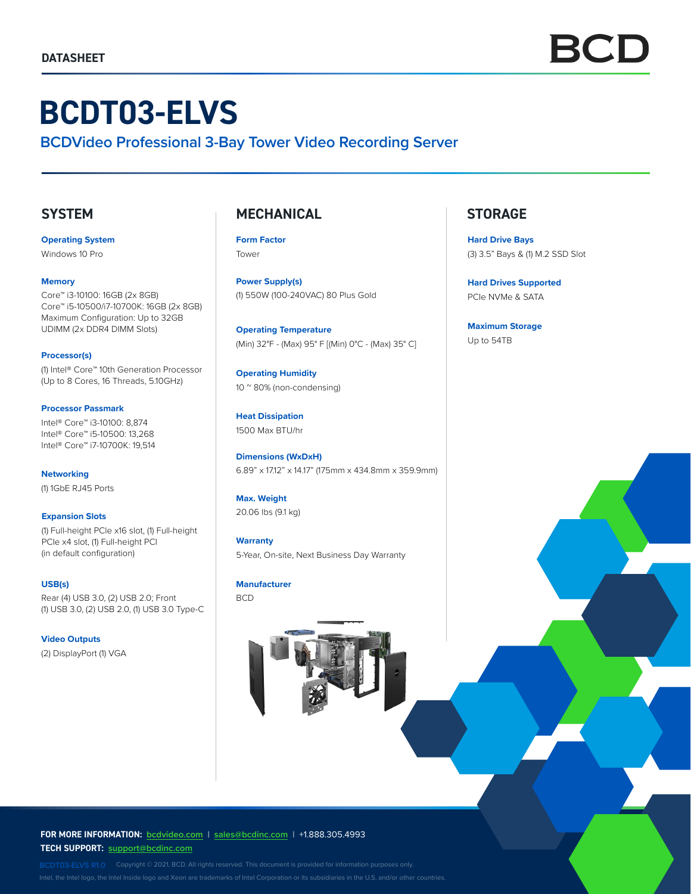DATASHEET

BCD

# BCDT03-ELVS

## BCDVideo Professional 3-Bay Tower Video Recording Server

## SYSTEM

### Operating System

Windows 10 Pro

### Memory

Core™ i3-10100: 16GB (2x 8GB)
Core™ i5-10500/i7-10700K: 16GB (2x 8GB)
Maximum Configuration: Up to 32GB UDIMM (2x DDR4 DIMM Slots)

### Processor(s)

(1) Intel® Core™ 10th Generation Processor (Up to 8 Cores, 16 Threads, 5.10GHz)

### Processor Passmark

Intel® Core™ i3-10100: 8,874
Intel® Core™ i5-10500: 13,268
Intel® Core™ i7-10700K: 19,514

### Networking

(1) 1GbE RJ45 Ports

### Expansion Slots

(1) Full-height PCIe x16 slot, (1) Full-height PCIe x4 slot, (1) Full-height PCI (in default configuration)

### USB(s)

Rear (4) USB 3.0, (2) USB 2.0; Front (1) USB 3.0, (2) USB 2.0, (1) USB 3.0 Type-C

### Video Outputs

(2) DisplayPort (1) VGA

## MECHANICAL

### Form Factor

Tower

### Power Supply(s)

(1) 550W (100-240VAC) 80 Plus Gold

### Operating Temperature

(Min) 32°F - (Max) 95° F [(Min) 0°C - (Max) 35° C]

### Operating Humidity

10 ~ 80% (non-condensing)

### Heat Dissipation

1500 Max BTU/hr

### Dimensions (WxDxH)

6.89" x 17.12" x 14.17" (175mm x 434.8mm x 359.9mm)

### Max. Weight

20.06 lbs (9.1 kg)

### Warranty

5-Year, On-site, Next Business Day Warranty

### Manufacturer

BCD

## STORAGE

### Hard Drive Bays

(3) 3.5" Bays & (1) M.2 SSD Slot

### Hard Drives Supported

PCIe NVMe & SATA

### Maximum Storage

Up to 54TB

**FOR MORE INFORMATION:** bcdvideo.com | sales@bcdinc.com | +1.888.305.4993
**TECH SUPPORT:** support@bcdinc.com

BCDT03-ELVS R1.0 Copyright © 2021, BCD. All rights reserved. This document is provided for information purposes only.
Intel, the Intel logo, the Intel Inside logo and Xeon are trademarks of Intel Corporation or its subsidiaries in the U.S. and/or other countries.